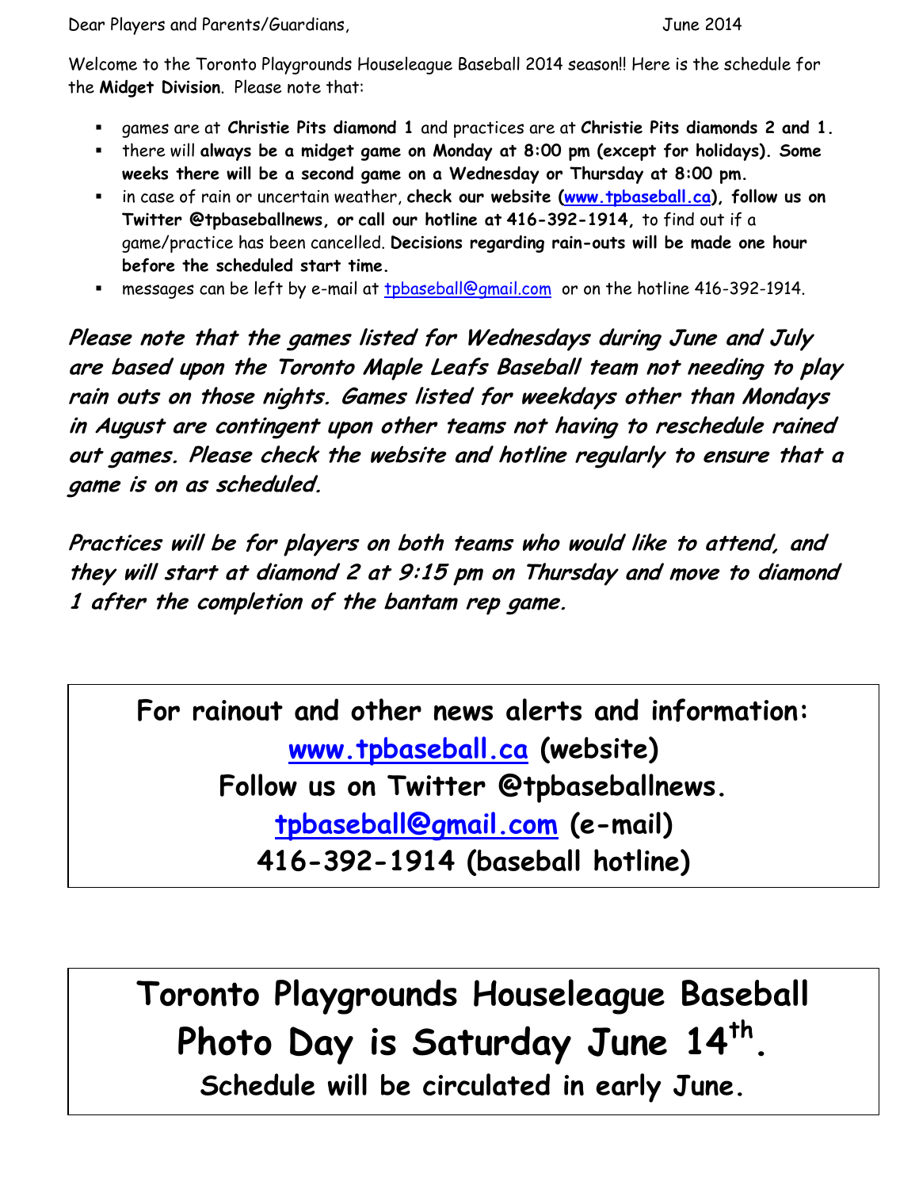Dear Players and Parents/Guardians, June 2014

Welcome to the Toronto Playgrounds Houseleague Baseball 2014 season!! Here is the schedule for the **Midget Division**. Please note that:

- games are at **Christie Pits diamond 1** and practices are at **Christie Pits diamonds 2 and 1.**
- there will **always be a midget game on Monday at 8:00 pm (except for holidays). Some weeks there will be a second game on a Wednesday or Thursday at 8:00 pm.**
- in case of rain or uncertain weather, **check our website (www.tpbaseball.ca), follow us on Twitter @tpbaseballnews, or call our hotline at 416-392-1914,** to find out if a game/practice has been cancelled. **Decisions regarding rain-outs will be made one hour before the scheduled start time.**
- messages can be left by e-mail at tpbaseball@gmail.com or on the hotline 416-392-1914.

***Please note that the games listed for Wednesdays during June and July are based upon the Toronto Maple Leafs Baseball team not needing to play rain outs on those nights. Games listed for weekdays other than Mondays in August are contingent upon other teams not having to reschedule rained out games. Please check the website and hotline regularly to ensure that a game is on as scheduled.***

***Practices will be for players on both teams who would like to attend, and they will start at diamond 2 at 9:15 pm on Thursday and move to diamond 1 after the completion of the bantam rep game.***

**For rainout and other news alerts and information:**
**www.tpbaseball.ca (website)**
**Follow us on Twitter @tpbaseballnews.**
**tpbaseball@gmail.com (e-mail)**
**416-392-1914 (baseball hotline)**

**Toronto Playgrounds Houseleague Baseball Photo Day is Saturday June 14th.**
**Schedule will be circulated in early June.**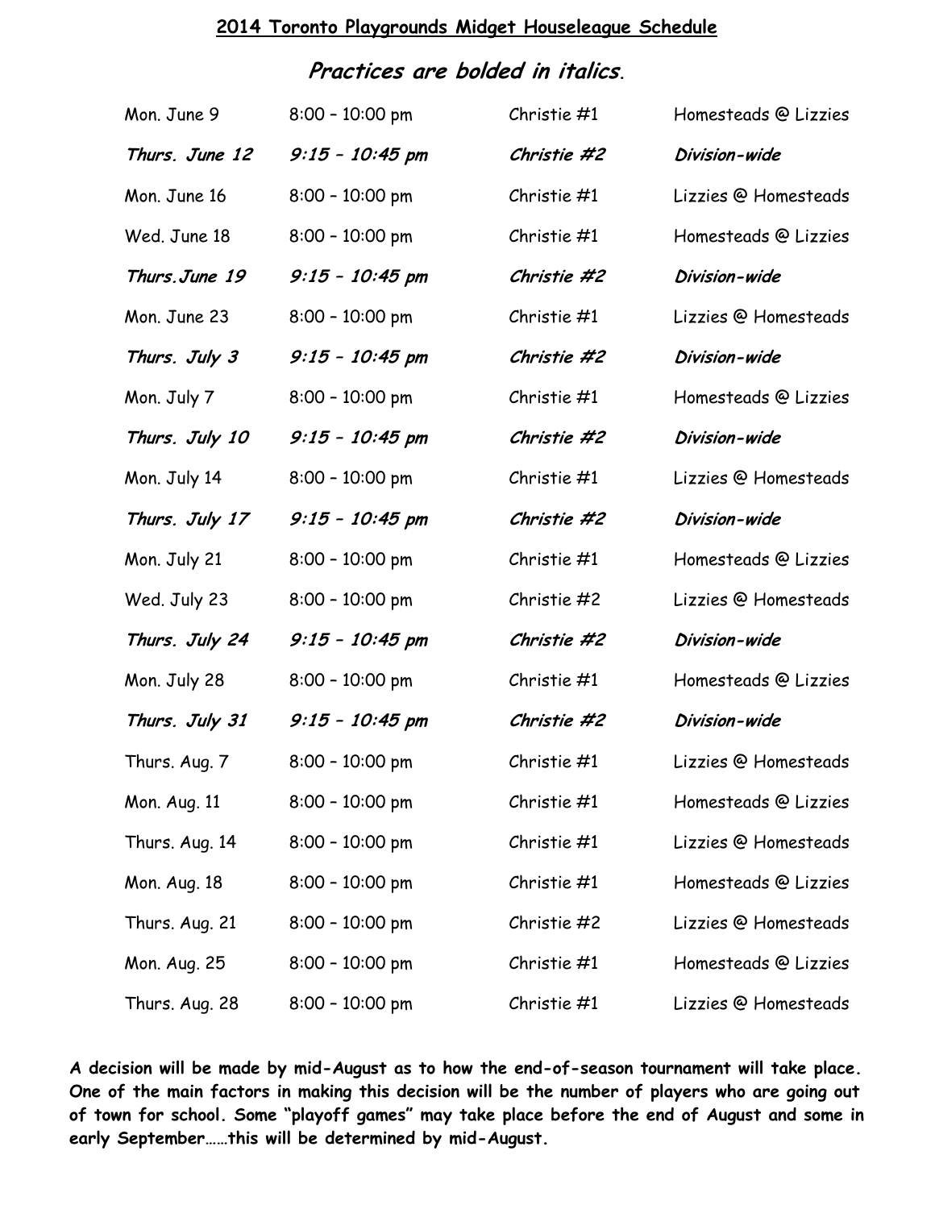**2014 Toronto Playgrounds Midget Houseleague Schedule**

***Practices are bolded in italics.***

| | | | |
|---|---|---|---|
| Mon. June 9 | 8:00 – 10:00 pm | Christie #1 | Homesteads @ Lizzies |
| ***Thurs. June 12*** | ***9:15 – 10:45 pm*** | ***Christie #2*** | ***Division-wide*** |
| Mon. June 16 | 8:00 – 10:00 pm | Christie #1 | Lizzies @ Homesteads |
| Wed. June 18 | 8:00 – 10:00 pm | Christie #1 | Homesteads @ Lizzies |
| ***Thurs.June 19*** | ***9:15 – 10:45 pm*** | ***Christie #2*** | ***Division-wide*** |
| Mon. June 23 | 8:00 – 10:00 pm | Christie #1 | Lizzies @ Homesteads |
| ***Thurs. July 3*** | ***9:15 – 10:45 pm*** | ***Christie #2*** | ***Division-wide*** |
| Mon. July 7 | 8:00 – 10:00 pm | Christie #1 | Homesteads @ Lizzies |
| ***Thurs. July 10*** | ***9:15 – 10:45 pm*** | ***Christie #2*** | ***Division-wide*** |
| Mon. July 14 | 8:00 – 10:00 pm | Christie #1 | Lizzies @ Homesteads |
| ***Thurs. July 17*** | ***9:15 – 10:45 pm*** | ***Christie #2*** | ***Division-wide*** |
| Mon. July 21 | 8:00 – 10:00 pm | Christie #1 | Homesteads @ Lizzies |
| Wed. July 23 | 8:00 – 10:00 pm | Christie #2 | Lizzies @ Homesteads |
| ***Thurs. July 24*** | ***9:15 – 10:45 pm*** | ***Christie #2*** | ***Division-wide*** |
| Mon. July 28 | 8:00 – 10:00 pm | Christie #1 | Homesteads @ Lizzies |
| ***Thurs. July 31*** | ***9:15 – 10:45 pm*** | ***Christie #2*** | ***Division-wide*** |
| Thurs. Aug. 7 | 8:00 – 10:00 pm | Christie #1 | Lizzies @ Homesteads |
| Mon. Aug. 11 | 8:00 – 10:00 pm | Christie #1 | Homesteads @ Lizzies |
| Thurs. Aug. 14 | 8:00 – 10:00 pm | Christie #1 | Lizzies @ Homesteads |
| Mon. Aug. 18 | 8:00 – 10:00 pm | Christie #1 | Homesteads @ Lizzies |
| Thurs. Aug. 21 | 8:00 – 10:00 pm | Christie #2 | Lizzies @ Homesteads |
| Mon. Aug. 25 | 8:00 – 10:00 pm | Christie #1 | Homesteads @ Lizzies |
| Thurs. Aug. 28 | 8:00 – 10:00 pm | Christie #1 | Lizzies @ Homesteads |

**A decision will be made by mid-August as to how the end-of-season tournament will take place. One of the main factors in making this decision will be the number of players who are going out of town for school. Some "playoff games" may take place before the end of August and some in early September……this will be determined by mid-August.**